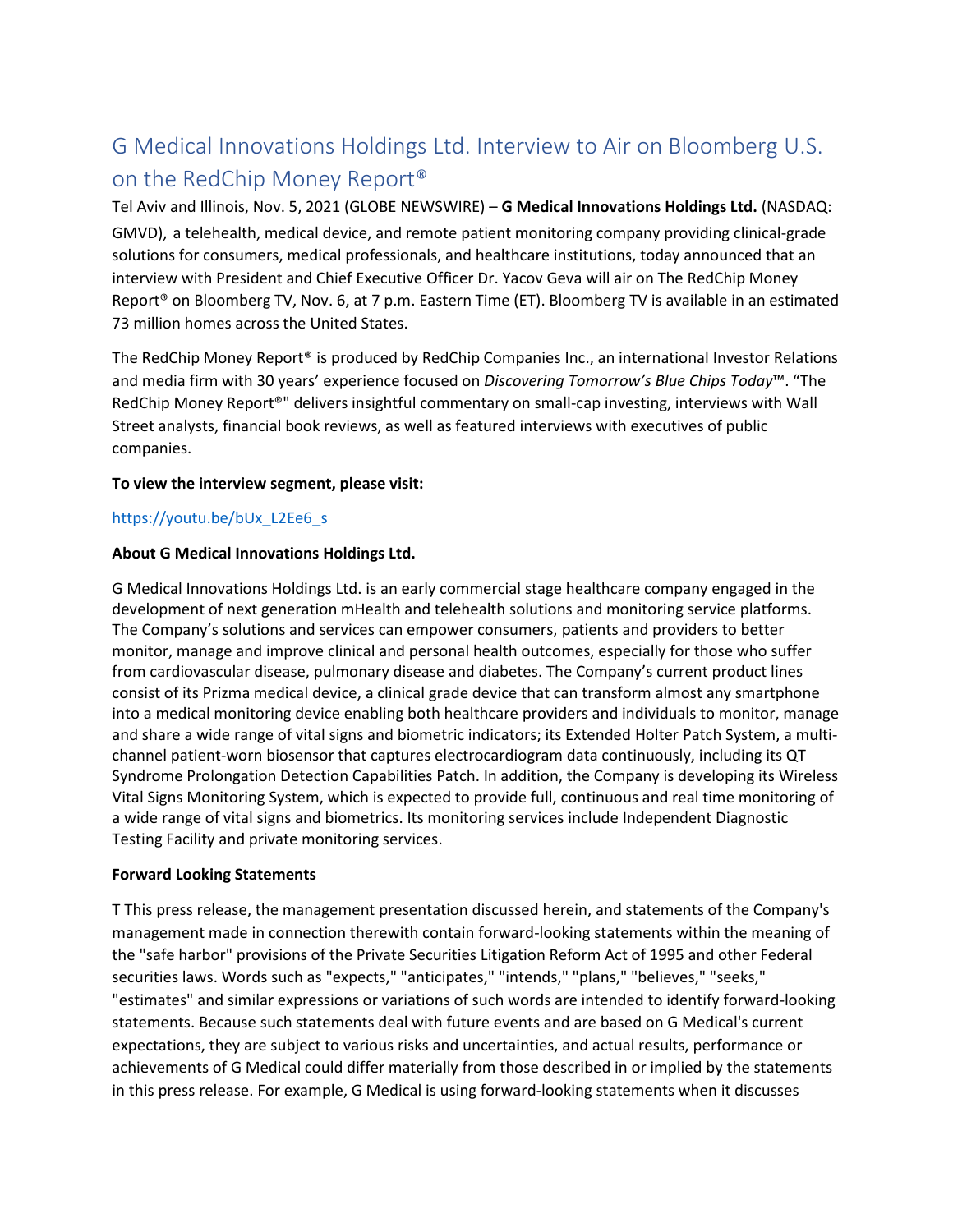// Wrapped to preserve original formatting
# G Medical Innovations Holdings Ltd. Interview to Air on Bloomberg U.S. on the RedChip Money Report®

Tel Aviv and Illinois, Nov. 5, 2021 (GLOBE NEWSWIRE) – **G Medical Innovations Holdings Ltd.** (NASDAQ: GMVD), a telehealth, medical device, and remote patient monitoring company providing clinical-grade solutions for consumers, medical professionals, and healthcare institutions, today announced that an interview with President and Chief Executive Officer Dr. Yacov Geva will air on The RedChip Money Report® on Bloomberg TV, Nov. 6, at 7 p.m. Eastern Time (ET). Bloomberg TV is available in an estimated 73 million homes across the United States.

The RedChip Money Report® is produced by RedChip Companies Inc., an international Investor Relations and media firm with 30 years' experience focused on *Discovering Tomorrow's Blue Chips Today*™. "The RedChip Money Report®" delivers insightful commentary on small-cap investing, interviews with Wall Street analysts, financial book reviews, as well as featured interviews with executives of public companies.

**To view the interview segment, please visit:**

[https://youtu.be/bUx_L2Ee6_s](https://youtu.be/bUx_L2Ee6_s)

**About G Medical Innovations Holdings Ltd.**

G Medical Innovations Holdings Ltd. is an early commercial stage healthcare company engaged in the development of next generation mHealth and telehealth solutions and monitoring service platforms. The Company's solutions and services can empower consumers, patients and providers to better monitor, manage and improve clinical and personal health outcomes, especially for those who suffer from cardiovascular disease, pulmonary disease and diabetes. The Company's current product lines consist of its Prizma medical device, a clinical grade device that can transform almost any smartphone into a medical monitoring device enabling both healthcare providers and individuals to monitor, manage and share a wide range of vital signs and biometric indicators; its Extended Holter Patch System, a multi-channel patient-worn biosensor that captures electrocardiogram data continuously, including its QT Syndrome Prolongation Detection Capabilities Patch. In addition, the Company is developing its Wireless Vital Signs Monitoring System, which is expected to provide full, continuous and real time monitoring of a wide range of vital signs and biometrics. Its monitoring services include Independent Diagnostic Testing Facility and private monitoring services.

**Forward Looking Statements**

T This press release, the management presentation discussed herein, and statements of the Company's management made in connection therewith contain forward-looking statements within the meaning of the "safe harbor" provisions of the Private Securities Litigation Reform Act of 1995 and other Federal securities laws. Words such as "expects," "anticipates," "intends," "plans," "believes," "seeks," "estimates" and similar expressions or variations of such words are intended to identify forward-looking statements. Because such statements deal with future events and are based on G Medical's current expectations, they are subject to various risks and uncertainties, and actual results, performance or achievements of G Medical could differ materially from those described in or implied by the statements in this press release. For example, G Medical is using forward-looking statements when it discusses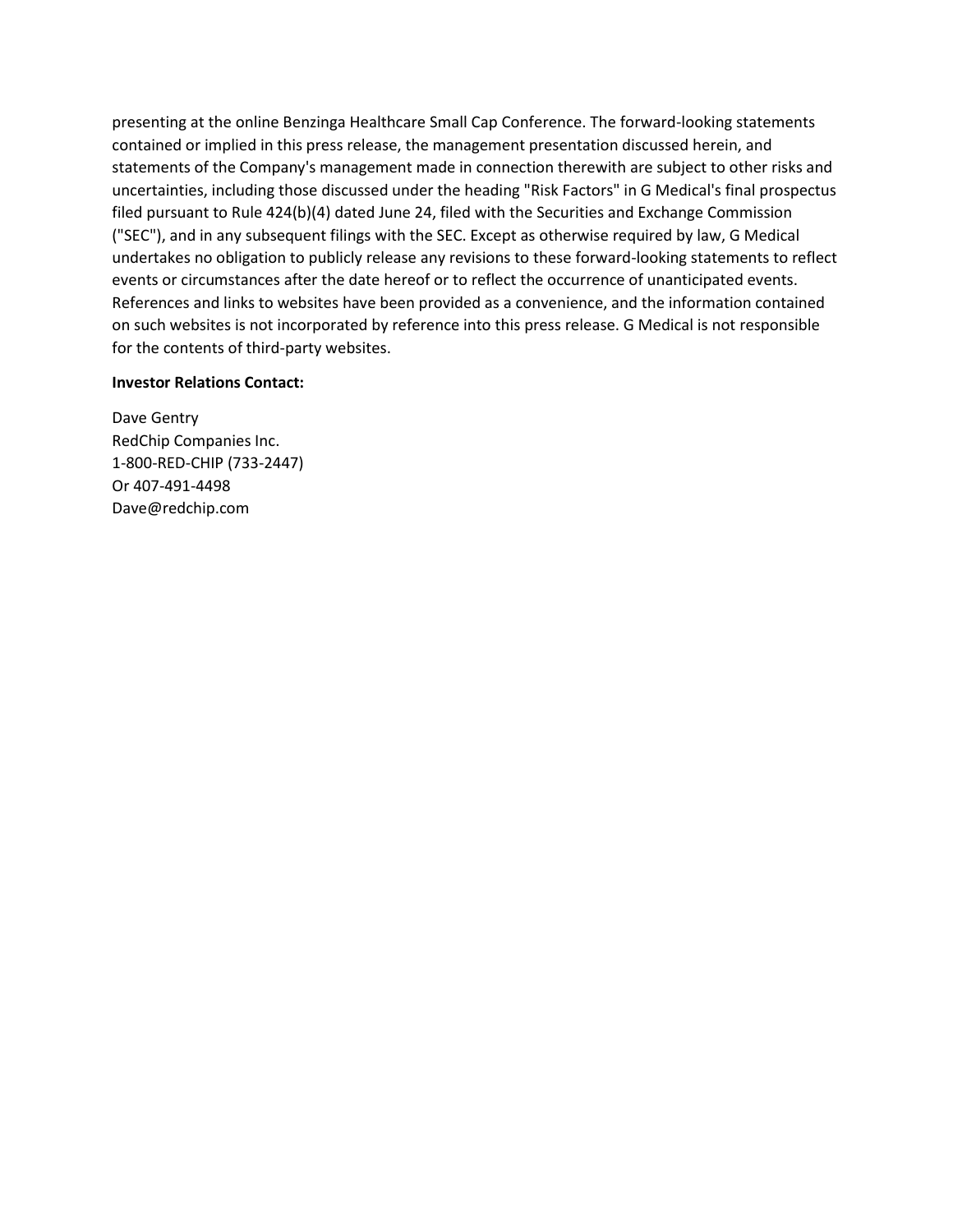presenting at the online Benzinga Healthcare Small Cap Conference. The forward-looking statements contained or implied in this press release, the management presentation discussed herein, and statements of the Company's management made in connection therewith are subject to other risks and uncertainties, including those discussed under the heading "Risk Factors" in G Medical's final prospectus filed pursuant to Rule 424(b)(4) dated June 24, filed with the Securities and Exchange Commission ("SEC"), and in any subsequent filings with the SEC. Except as otherwise required by law, G Medical undertakes no obligation to publicly release any revisions to these forward-looking statements to reflect events or circumstances after the date hereof or to reflect the occurrence of unanticipated events. References and links to websites have been provided as a convenience, and the information contained on such websites is not incorporated by reference into this press release. G Medical is not responsible for the contents of third-party websites.

**Investor Relations Contact:**

Dave Gentry
RedChip Companies Inc.
1-800-RED-CHIP (733-2447)
Or 407-491-4498
Dave@redchip.com